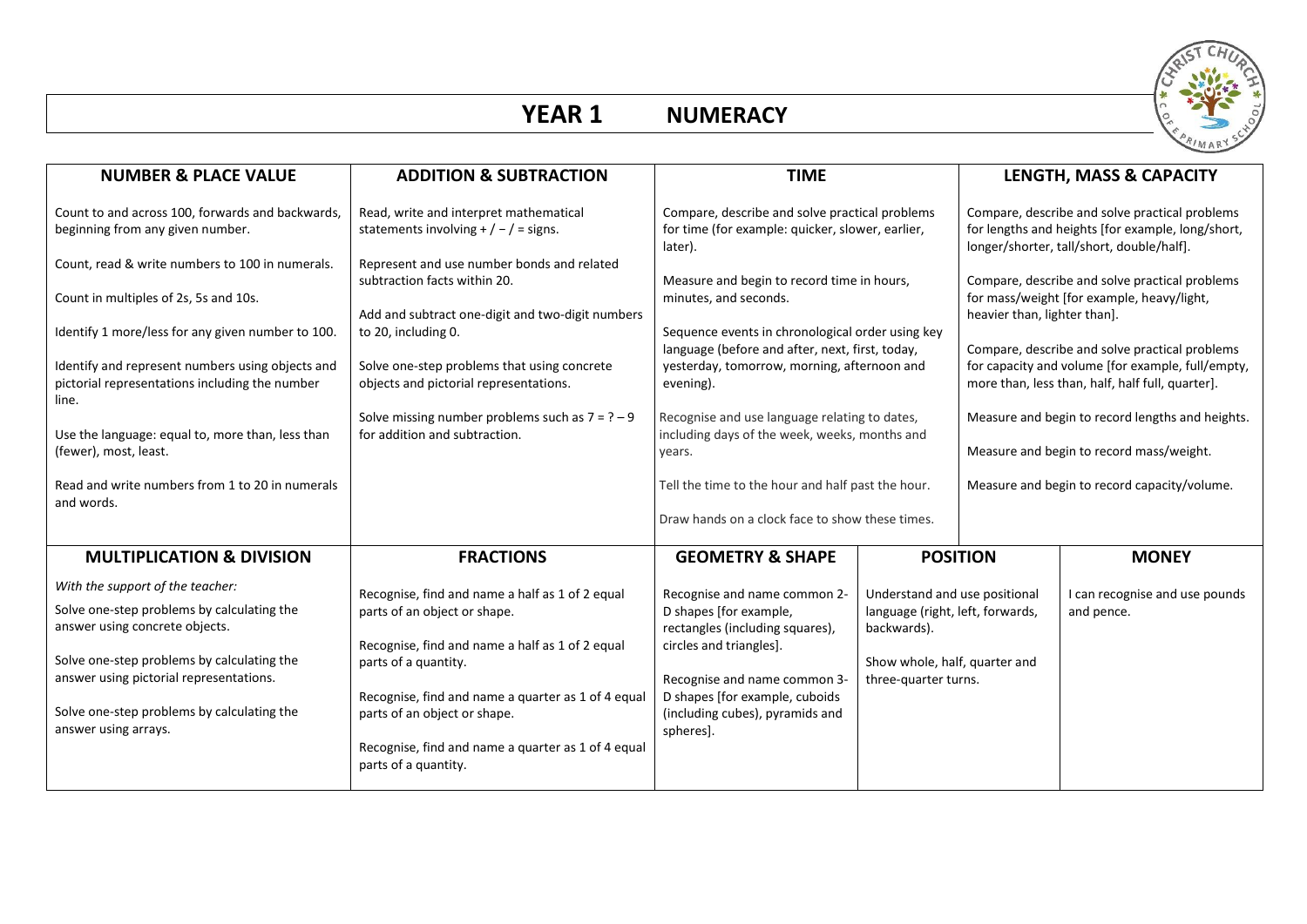# YEAR 1 NUMERACY

| NUMBER & PLACE VALUE | ADDITION & SUBTRACTION | TIME | LENGTH, MASS & CAPACITY |
|---|---|---|---|
| Count to and across 100, forwards and backwards, beginning from any given number.<br><br>Count, read & write numbers to 100 in numerals.<br><br>Count in multiples of 2s, 5s and 10s.<br><br>Identify 1 more/less for any given number to 100.<br><br>Identify and represent numbers using objects and pictorial representations including the number line.<br><br>Use the language: equal to, more than, less than (fewer), most, least.<br><br>Read and write numbers from 1 to 20 in numerals and words. | Read, write and interpret mathematical statements involving + / − / = signs.<br><br>Represent and use number bonds and related subtraction facts within 20.<br><br>Add and subtract one-digit and two-digit numbers to 20, including 0.<br><br>Solve one-step problems that using concrete objects and pictorial representations.<br><br>Solve missing number problems such as 7 = ? – 9 for addition and subtraction. | Compare, describe and solve practical problems for time (for example: quicker, slower, earlier, later).<br><br>Measure and begin to record time in hours, minutes, and seconds.<br><br>Sequence events in chronological order using key language (before and after, next, first, today, yesterday, tomorrow, morning, afternoon and evening).<br><br>Recognise and use language relating to dates, including days of the week, weeks, months and years.<br><br>Tell the time to the hour and half past the hour.<br><br>Draw hands on a clock face to show these times. | Compare, describe and solve practical problems for lengths and heights [for example, long/short, longer/shorter, tall/short, double/half].<br><br>Compare, describe and solve practical problems for mass/weight [for example, heavy/light, heavier than, lighter than].<br><br>Compare, describe and solve practical problems for capacity and volume [for example, full/empty, more than, less than, half, half full, quarter].<br><br>Measure and begin to record lengths and heights.<br><br>Measure and begin to record mass/weight.<br><br>Measure and begin to record capacity/volume. |

| MULTIPLICATION & DIVISION | FRACTIONS | GEOMETRY & SHAPE | POSITION | MONEY |
|---|---|---|---|---|
| *With the support of the teacher:*<br><br>Solve one-step problems by calculating the answer using concrete objects.<br><br>Solve one-step problems by calculating the answer using pictorial representations.<br><br>Solve one-step problems by calculating the answer using arrays. | Recognise, find and name a half as 1 of 2 equal parts of an object or shape.<br><br>Recognise, find and name a half as 1 of 2 equal parts of a quantity.<br><br>Recognise, find and name a quarter as 1 of 4 equal parts of an object or shape.<br><br>Recognise, find and name a quarter as 1 of 4 equal parts of a quantity. | Recognise and name common 2-D shapes [for example, rectangles (including squares), circles and triangles].<br><br>Recognise and name common 3-D shapes [for example, cuboids (including cubes), pyramids and spheres]. | Understand and use positional language (right, left, forwards, backwards).<br><br>Show whole, half, quarter and three-quarter turns. | I can recognise and use pounds and pence. |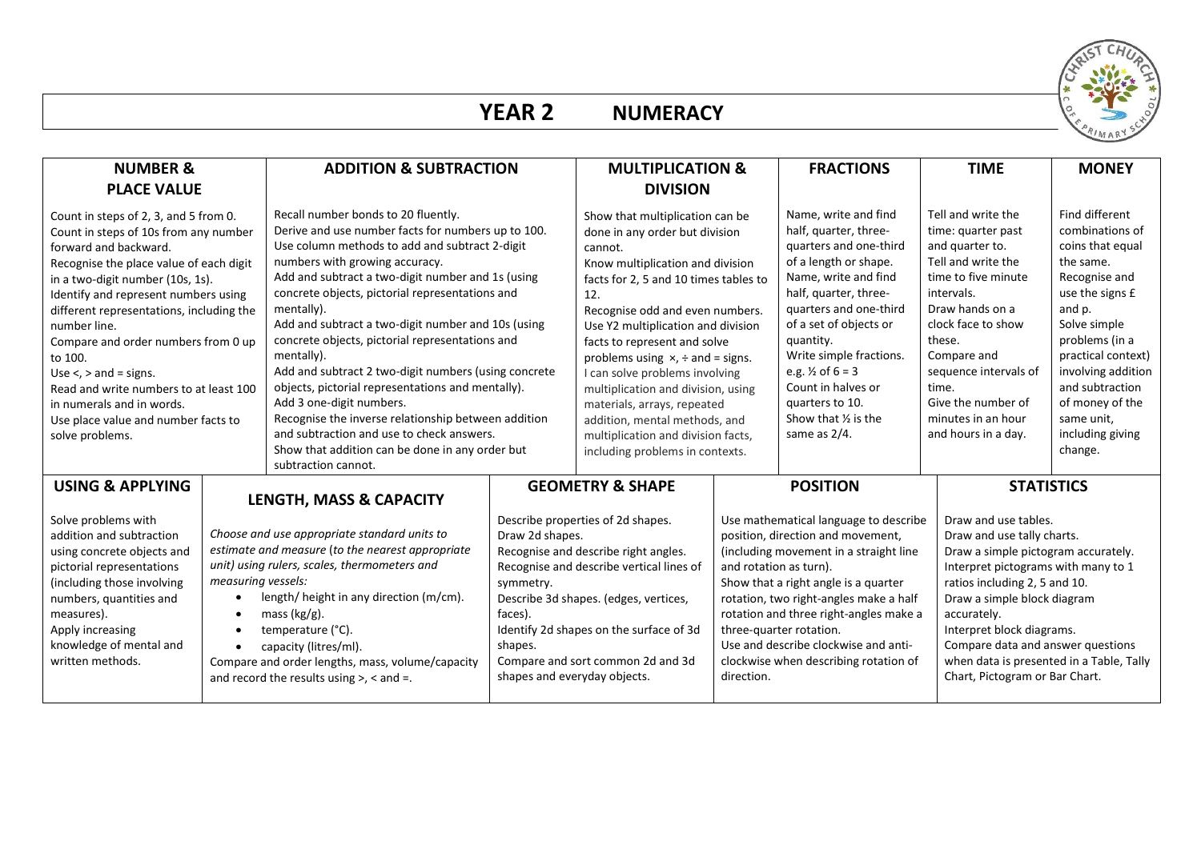# YEAR 2 NUMERACY

| NUMBER & PLACE VALUE | ADDITION & SUBTRACTION | MULTIPLICATION & DIVISION | FRACTIONS | TIME | MONEY |
|---|---|---|---|---|---|
| Count in steps of 2, 3, and 5 from 0.<br>Count in steps of 10s from any number forward and backward.<br>Recognise the place value of each digit in a two-digit number (10s, 1s).<br>Identify and represent numbers using different representations, including the number line.<br>Compare and order numbers from 0 up to 100.<br>Use <, > and = signs.<br>Read and write numbers to at least 100 in numerals and in words.<br>Use place value and number facts to solve problems. | Recall number bonds to 20 fluently.<br>Derive and use number facts for numbers up to 100.<br>Use column methods to add and subtract 2-digit numbers with growing accuracy.<br>Add and subtract a two-digit number and 1s (using concrete objects, pictorial representations and mentally).<br>Add and subtract a two-digit number and 10s (using concrete objects, pictorial representations and mentally).<br>Add and subtract 2 two-digit numbers (using concrete objects, pictorial representations and mentally).<br>Add 3 one-digit numbers.<br>Recognise the inverse relationship between addition and subtraction and use to check answers.<br>Show that addition can be done in any order but subtraction cannot. | Show that multiplication can be done in any order but division cannot.<br>Know multiplication and division facts for 2, 5 and 10 times tables to 12.<br>Recognise odd and even numbers.<br>Use Y2 multiplication and division facts to represent and solve problems using ×, ÷ and = signs.<br>I can solve problems involving multiplication and division, using materials, arrays, repeated addition, mental methods, and multiplication and division facts, including problems in contexts. | Name, write and find half, quarter, three-quarters and one-third of a length or shape.<br>Name, write and find half, quarter, three-quarters and one-third of a set of objects or quantity.<br>Write simple fractions. e.g. ½ of 6 = 3<br>Count in halves or quarters to 10.<br>Show that ½ is the same as 2/4. | Tell and write the time: quarter past and quarter to.<br>Tell and write the time to five minute intervals.<br>Draw hands on a clock face to show these.<br>Compare and sequence intervals of time.<br>Give the number of minutes in an hour and hours in a day. | Find different combinations of coins that equal the same.<br>Recognise and use the signs £ and p.<br>Solve simple problems (in a practical context) involving addition and subtraction of money of the same unit, including giving change. |

| USING & APPLYING | LENGTH, MASS & CAPACITY | GEOMETRY & SHAPE | POSITION | STATISTICS |
|---|---|---|---|---|
| Solve problems with addition and subtraction using concrete objects and pictorial representations (including those involving numbers, quantities and measures).<br>Apply increasing knowledge of mental and written methods. | *Choose and use appropriate standard units to estimate and measure (to the nearest appropriate unit) using rulers, scales, thermometers and measuring vessels:*<br>• length/ height in any direction (m/cm).<br>• mass (kg/g).<br>• temperature (°C).<br>• capacity (litres/ml).<br>Compare and order lengths, mass, volume/capacity and record the results using >, < and =. | Describe properties of 2d shapes.<br>Draw 2d shapes.<br>Recognise and describe right angles.<br>Recognise and describe vertical lines of symmetry.<br>Describe 3d shapes. (edges, vertices, faces).<br>Identify 2d shapes on the surface of 3d shapes.<br>Compare and sort common 2d and 3d shapes and everyday objects. | Use mathematical language to describe position, direction and movement, (including movement in a straight line and rotation as turn).<br>Show that a right angle is a quarter rotation, two right-angles make a half rotation and three right-angles make a three-quarter rotation.<br>Use and describe clockwise and anti-clockwise when describing rotation of direction. | Draw and use tables.<br>Draw and use tally charts.<br>Draw a simple pictogram accurately.<br>Interpret pictograms with many to 1 ratios including 2, 5 and 10.<br>Draw a simple block diagram accurately.<br>Interpret block diagrams.<br>Compare data and answer questions when data is presented in a Table, Tally Chart, Pictogram or Bar Chart. |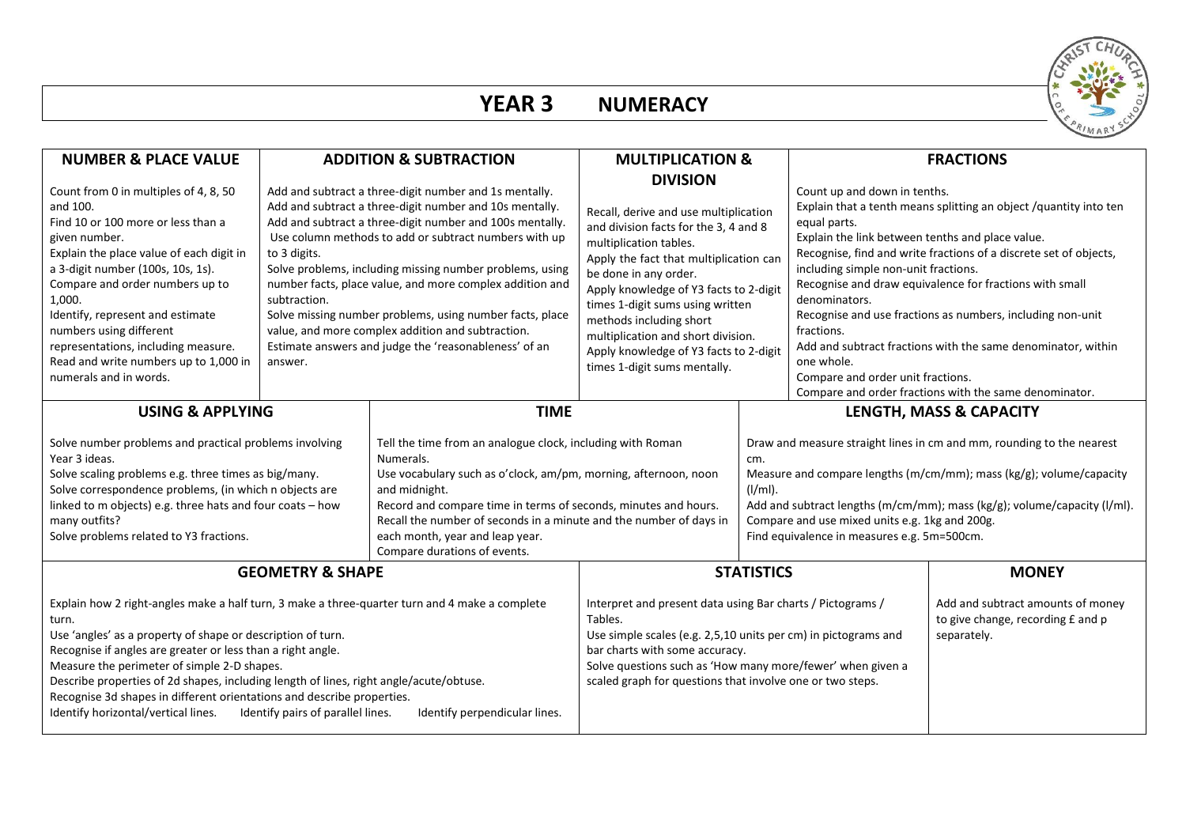# YEAR 3 NUMERACY

## NUMBER & PLACE VALUE

Count from 0 in multiples of 4, 8, 50 and 100.
Find 10 or 100 more or less than a given number.
Explain the place value of each digit in a 3-digit number (100s, 10s, 1s).
Compare and order numbers up to 1,000.
Identify, represent and estimate numbers using different representations, including measure.
Read and write numbers up to 1,000 in numerals and in words.

## ADDITION & SUBTRACTION

Add and subtract a three-digit number and 1s mentally.
Add and subtract a three-digit number and 10s mentally.
Add and subtract a three-digit number and 100s mentally.
Use column methods to add or subtract numbers with up to 3 digits.
Solve problems, including missing number problems, using number facts, place value, and more complex addition and subtraction.
Solve missing number problems, using number facts, place value, and more complex addition and subtraction.
Estimate answers and judge the 'reasonableness' of an answer.

## MULTIPLICATION & DIVISION

Recall, derive and use multiplication and division facts for the 3, 4 and 8 multiplication tables.
Apply the fact that multiplication can be done in any order.
Apply knowledge of Y3 facts to 2-digit times 1-digit sums using written methods including short multiplication and short division.
Apply knowledge of Y3 facts to 2-digit times 1-digit sums mentally.

## FRACTIONS

Count up and down in tenths.
Explain that a tenth means splitting an object /quantity into ten equal parts.
Explain the link between tenths and place value.
Recognise, find and write fractions of a discrete set of objects, including simple non-unit fractions.
Recognise and draw equivalence for fractions with small denominators.
Recognise and use fractions as numbers, including non-unit fractions.
Add and subtract fractions with the same denominator, within one whole.
Compare and order unit fractions.
Compare and order fractions with the same denominator.

## USING & APPLYING

Solve number problems and practical problems involving Year 3 ideas.
Solve scaling problems e.g. three times as big/many.
Solve correspondence problems, (in which n objects are linked to m objects) e.g. three hats and four coats – how many outfits?
Solve problems related to Y3 fractions.

## TIME

Tell the time from an analogue clock, including with Roman Numerals.
Use vocabulary such as o'clock, am/pm, morning, afternoon, noon and midnight.
Record and compare time in terms of seconds, minutes and hours.
Recall the number of seconds in a minute and the number of days in each month, year and leap year.
Compare durations of events.

## LENGTH, MASS & CAPACITY

Draw and measure straight lines in cm and mm, rounding to the nearest cm.
Measure and compare lengths (m/cm/mm); mass (kg/g); volume/capacity (l/ml).
Add and subtract lengths (m/cm/mm); mass (kg/g); volume/capacity (l/ml).
Compare and use mixed units e.g. 1kg and 200g.
Find equivalence in measures e.g. 5m=500cm.

## GEOMETRY & SHAPE

Explain how 2 right-angles make a half turn, 3 make a three-quarter turn and 4 make a complete turn.
Use 'angles' as a property of shape or description of turn.
Recognise if angles are greater or less than a right angle.
Measure the perimeter of simple 2-D shapes.
Describe properties of 2d shapes, including length of lines, right angle/acute/obtuse.
Recognise 3d shapes in different orientations and describe properties.
Identify horizontal/vertical lines. Identify pairs of parallel lines. Identify perpendicular lines.

## STATISTICS

Interpret and present data using Bar charts / Pictograms / Tables.
Use simple scales (e.g. 2,5,10 units per cm) in pictograms and bar charts with some accuracy.
Solve questions such as 'How many more/fewer' when given a scaled graph for questions that involve one or two steps.

## MONEY

Add and subtract amounts of money to give change, recording £ and p separately.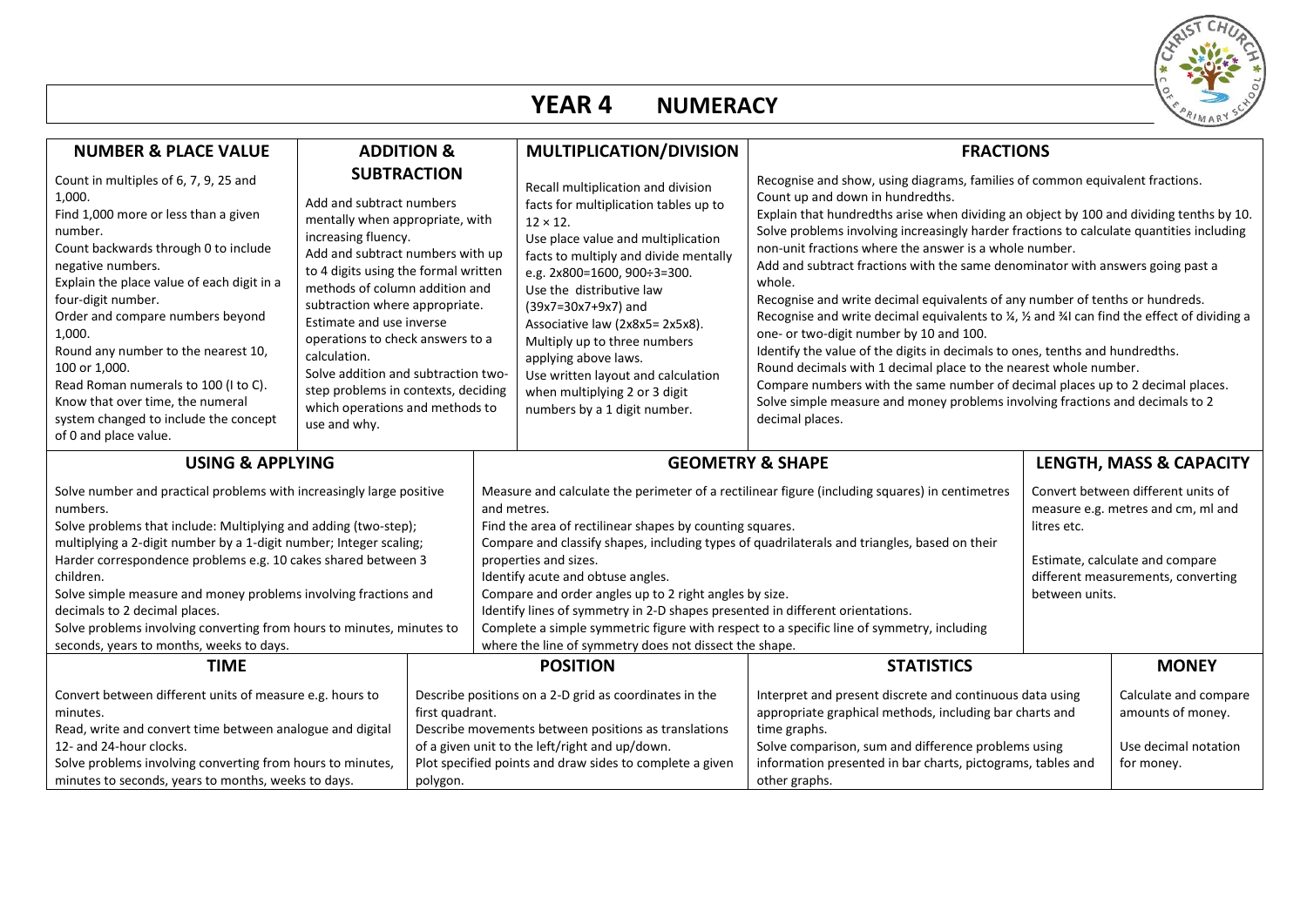# YEAR 4 NUMERACY

## NUMBER & PLACE VALUE

Count in multiples of 6, 7, 9, 25 and 1,000.
Find 1,000 more or less than a given number.
Count backwards through 0 to include negative numbers.
Explain the place value of each digit in a four-digit number.
Order and compare numbers beyond 1,000.
Round any number to the nearest 10, 100 or 1,000.
Read Roman numerals to 100 (I to C).
Know that over time, the numeral system changed to include the concept of 0 and place value.

## ADDITION & SUBTRACTION

Add and subtract numbers mentally when appropriate, with increasing fluency.
Add and subtract numbers with up to 4 digits using the formal written methods of column addition and subtraction where appropriate.
Estimate and use inverse operations to check answers to a calculation.
Solve addition and subtraction two-step problems in contexts, deciding which operations and methods to use and why.

## MULTIPLICATION/DIVISION

Recall multiplication and division facts for multiplication tables up to 12 × 12.
Use place value and multiplication facts to multiply and divide mentally e.g. 2x800=1600, 900÷3=300.
Use the distributive law (39x7=30x7+9x7) and Associative law (2x8x5= 2x5x8).
Multiply up to three numbers applying above laws.
Use written layout and calculation when multiplying 2 or 3 digit numbers by a 1 digit number.

## FRACTIONS

Recognise and show, using diagrams, families of common equivalent fractions.
Count up and down in hundredths.
Explain that hundredths arise when dividing an object by 100 and dividing tenths by 10.
Solve problems involving increasingly harder fractions to calculate quantities including non-unit fractions where the answer is a whole number.
Add and subtract fractions with the same denominator with answers going past a whole.
Recognise and write decimal equivalents of any number of tenths or hundreds.
Recognise and write decimal equivalents to ¼, ½ and ¾I can find the effect of dividing a one- or two-digit number by 10 and 100.
Identify the value of the digits in decimals to ones, tenths and hundredths.
Round decimals with 1 decimal place to the nearest whole number.
Compare numbers with the same number of decimal places up to 2 decimal places.
Solve simple measure and money problems involving fractions and decimals to 2 decimal places.

## USING & APPLYING

Solve number and practical problems with increasingly large positive numbers.
Solve problems that include: Multiplying and adding (two-step); multiplying a 2-digit number by a 1-digit number; Integer scaling; Harder correspondence problems e.g. 10 cakes shared between 3 children.
Solve simple measure and money problems involving fractions and decimals to 2 decimal places.
Solve problems involving converting from hours to minutes, minutes to seconds, years to months, weeks to days.

## GEOMETRY & SHAPE

Measure and calculate the perimeter of a rectilinear figure (including squares) in centimetres and metres.
Find the area of rectilinear shapes by counting squares.
Compare and classify shapes, including types of quadrilaterals and triangles, based on their properties and sizes.
Identify acute and obtuse angles.
Compare and order angles up to 2 right angles by size.
Identify lines of symmetry in 2-D shapes presented in different orientations.
Complete a simple symmetric figure with respect to a specific line of symmetry, including where the line of symmetry does not dissect the shape.

## LENGTH, MASS & CAPACITY

Convert between different units of measure e.g. metres and cm, ml and litres etc.

Estimate, calculate and compare different measurements, converting between units.

## TIME

Convert between different units of measure e.g. hours to minutes.
Read, write and convert time between analogue and digital 12- and 24-hour clocks.
Solve problems involving converting from hours to minutes, minutes to seconds, years to months, weeks to days.

## POSITION

Describe positions on a 2-D grid as coordinates in the first quadrant.
Describe movements between positions as translations of a given unit to the left/right and up/down.
Plot specified points and draw sides to complete a given polygon.

## STATISTICS

Interpret and present discrete and continuous data using appropriate graphical methods, including bar charts and time graphs.
Solve comparison, sum and difference problems using information presented in bar charts, pictograms, tables and other graphs.

## MONEY

Calculate and compare amounts of money.

Use decimal notation for money.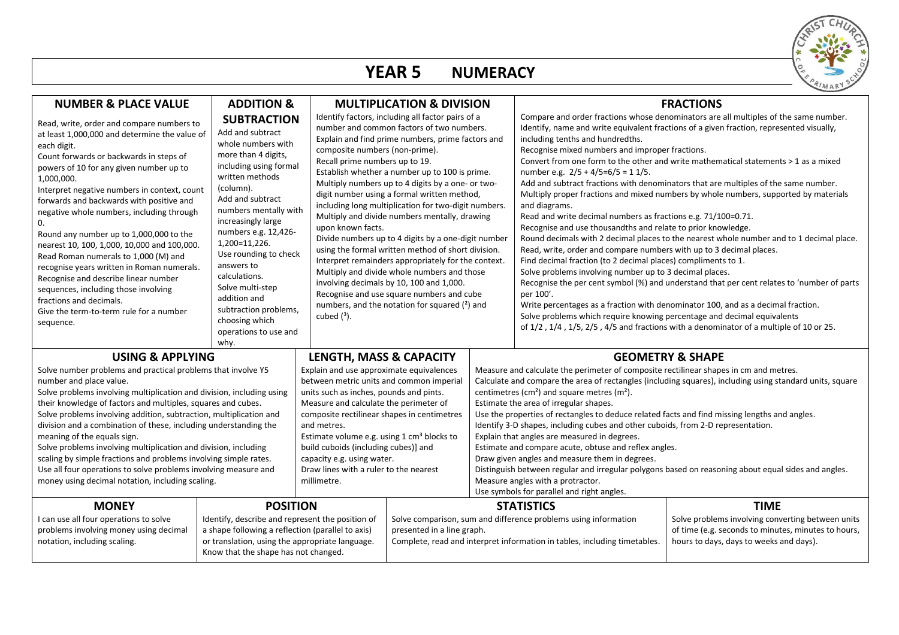# YEAR 5 NUMERACY

## NUMBER & PLACE VALUE

Read, write, order and compare numbers to at least 1,000,000 and determine the value of each digit.
Count forwards or backwards in steps of powers of 10 for any given number up to 1,000,000.
Interpret negative numbers in context, count forwards and backwards with positive and negative whole numbers, including through 0.
Round any number up to 1,000,000 to the nearest 10, 100, 1,000, 10,000 and 100,000.
Read Roman numerals to 1,000 (M) and recognise years written in Roman numerals.
Recognise and describe linear number sequences, including those involving fractions and decimals.
Give the term-to-term rule for a number sequence.

## ADDITION & SUBTRACTION

Add and subtract whole numbers with more than 4 digits, including using formal written methods (column).
Add and subtract numbers mentally with increasingly large numbers e.g. 12,426-1,200=11,226.
Use rounding to check answers to calculations.
Solve multi-step addition and subtraction problems, choosing which operations to use and why.

## MULTIPLICATION & DIVISION

Identify factors, including all factor pairs of a number and common factors of two numbers.
Explain and find prime numbers, prime factors and composite numbers (non-prime).
Recall prime numbers up to 19.
Establish whether a number up to 100 is prime.
Multiply numbers up to 4 digits by a one- or two-digit number using a formal written method, including long multiplication for two-digit numbers.
Multiply and divide numbers mentally, drawing upon known facts.
Divide numbers up to 4 digits by a one-digit number using the formal written method of short division.
Interpret remainders appropriately for the context.
Multiply and divide numbers and those involving decimals by 10, 100 and 1,000.
Recognise and use square numbers and cube numbers, and the notation for squared ($^2$) and cubed ($^3$).

## FRACTIONS

Compare and order fractions whose denominators are all multiples of the same number.
Identify, name and write equivalent fractions of a given fraction, represented visually, including tenths and hundredths.
Recognise mixed numbers and improper fractions.
Convert from one form to the other and write mathematical statements > 1 as a mixed number e.g. $2/5 + 4/5 = 6/5 = 1\ 1/5$.
Add and subtract fractions with denominators that are multiples of the same number.
Multiply proper fractions and mixed numbers by whole numbers, supported by materials and diagrams.
Read and write decimal numbers as fractions e.g. 71/100=0.71.
Recognise and use thousandths and relate to prior knowledge.
Round decimals with 2 decimal places to the nearest whole number and to 1 decimal place.
Read, write, order and compare numbers with up to 3 decimal places.
Find decimal fraction (to 2 decimal places) compliments to 1.
Solve problems involving number up to 3 decimal places.
Recognise the per cent symbol (%) and understand that per cent relates to 'number of parts per 100'.
Write percentages as a fraction with denominator 100, and as a decimal fraction.
Solve problems which require knowing percentage and decimal equivalents of 1/2 , 1/4 , 1/5, 2/5 , 4/5 and fractions with a denominator of a multiple of 10 or 25.

## USING & APPLYING

Solve number problems and practical problems that involve Y5 number and place value.
Solve problems involving multiplication and division, including using their knowledge of factors and multiples, squares and cubes.
Solve problems involving addition, subtraction, multiplication and division and a combination of these, including understanding the meaning of the equals sign.
Solve problems involving multiplication and division, including scaling by simple fractions and problems involving simple rates.
Use all four operations to solve problems involving measure and money using decimal notation, including scaling.

## LENGTH, MASS & CAPACITY

Explain and use approximate equivalences between metric units and common imperial units such as inches, pounds and pints.
Measure and calculate the perimeter of composite rectilinear shapes in centimetres and metres.
Estimate volume e.g. using 1 $cm^3$ blocks to build cuboids (including cubes)] and capacity e.g. using water.
Draw lines with a ruler to the nearest millimetre.

## GEOMETRY & SHAPE

Measure and calculate the perimeter of composite rectilinear shapes in cm and metres.
Calculate and compare the area of rectangles (including squares), including using standard units, square centimetres ($cm^2$) and square metres ($m^2$).
Estimate the area of irregular shapes.
Use the properties of rectangles to deduce related facts and find missing lengths and angles.
Identify 3-D shapes, including cubes and other cuboids, from 2-D representation.
Explain that angles are measured in degrees.
Estimate and compare acute, obtuse and reflex angles.
Draw given angles and measure them in degrees.
Distinguish between regular and irregular polygons based on reasoning about equal sides and angles.
Measure angles with a protractor.
Use symbols for parallel and right angles.

## MONEY

I can use all four operations to solve problems involving money using decimal notation, including scaling.

## POSITION

Identify, describe and represent the position of a shape following a reflection (parallel to axis) or translation, using the appropriate language. Know that the shape has not changed.

## STATISTICS

Solve comparison, sum and difference problems using information presented in a line graph.
Complete, read and interpret information in tables, including timetables.

## TIME

Solve problems involving converting between units of time (e.g. seconds to minutes, minutes to hours, hours to days, days to weeks and days).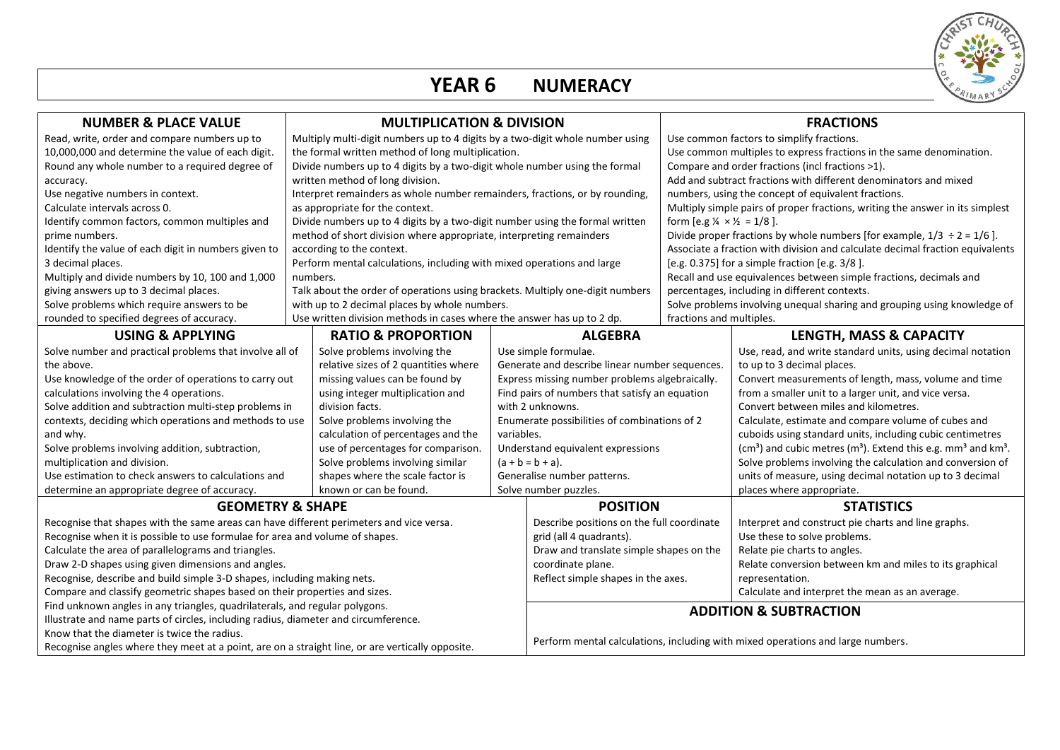# YEAR 6 NUMERACY

## NUMBER & PLACE VALUE

Read, write, order and compare numbers up to 10,000,000 and determine the value of each digit.
Round any whole number to a required degree of accuracy.
Use negative numbers in context.
Calculate intervals across 0.
Identify common factors, common multiples and prime numbers.
Identify the value of each digit in numbers given to 3 decimal places.
Multiply and divide numbers by 10, 100 and 1,000 giving answers up to 3 decimal places.
Solve problems which require answers to be rounded to specified degrees of accuracy.

## MULTIPLICATION & DIVISION

Multiply multi-digit numbers up to 4 digits by a two-digit whole number using the formal written method of long multiplication.
Divide numbers up to 4 digits by a two-digit whole number using the formal written method of long division.
Interpret remainders as whole number remainders, fractions, or by rounding, as appropriate for the context.
Divide numbers up to 4 digits by a two-digit number using the formal written method of short division where appropriate, interpreting remainders according to the context.
Perform mental calculations, including with mixed operations and large numbers.
Talk about the order of operations using brackets. Multiply one-digit numbers with up to 2 decimal places by whole numbers.
Use written division methods in cases where the answer has up to 2 dp.

## FRACTIONS

Use common factors to simplify fractions.
Use common multiples to express fractions in the same denomination.
Compare and order fractions (incl fractions >1).
Add and subtract fractions with different denominators and mixed numbers, using the concept of equivalent fractions.
Multiply simple pairs of proper fractions, writing the answer in its simplest form [e.g $\frac{1}{4} \times \frac{1}{2} = 1/8$ ].
Divide proper fractions by whole numbers [for example, $1/3 \div 2 = 1/6$ ].
Associate a fraction with division and calculate decimal fraction equivalents [e.g. 0.375] for a simple fraction [e.g. 3/8 ].
Recall and use equivalences between simple fractions, decimals and percentages, including in different contexts.
Solve problems involving unequal sharing and grouping using knowledge of fractions and multiples.

## USING & APPLYING

Solve number and practical problems that involve all of the above.
Use knowledge of the order of operations to carry out calculations involving the 4 operations.
Solve addition and subtraction multi-step problems in contexts, deciding which operations and methods to use and why.
Solve problems involving addition, subtraction, multiplication and division.
Use estimation to check answers to calculations and determine an appropriate degree of accuracy.

## RATIO & PROPORTION

Solve problems involving the relative sizes of 2 quantities where missing values can be found by using integer multiplication and division facts.
Solve problems involving the calculation of percentages and the use of percentages for comparison.
Solve problems involving similar shapes where the scale factor is known or can be found.

## ALGEBRA

Use simple formulae.
Generate and describe linear number sequences.
Express missing number problems algebraically.
Find pairs of numbers that satisfy an equation with 2 unknowns.
Enumerate possibilities of combinations of 2 variables.
Understand equivalent expressions $(a + b = b + a)$.
Generalise number patterns.
Solve number puzzles.

## LENGTH, MASS & CAPACITY

Use, read, and write standard units, using decimal notation to up to 3 decimal places.
Convert measurements of length, mass, volume and time from a smaller unit to a larger unit, and vice versa.
Convert between miles and kilometres.
Calculate, estimate and compare volume of cubes and cuboids using standard units, including cubic centimetres ($cm^3$) and cubic metres ($m^3$). Extend this e.g. $mm^3$ and $km^3$.
Solve problems involving the calculation and conversion of units of measure, using decimal notation up to 3 decimal places where appropriate.

## GEOMETRY & SHAPE

Recognise that shapes with the same areas can have different perimeters and vice versa.
Recognise when it is possible to use formulae for area and volume of shapes.
Calculate the area of parallelograms and triangles.
Draw 2-D shapes using given dimensions and angles.
Recognise, describe and build simple 3-D shapes, including making nets.
Compare and classify geometric shapes based on their properties and sizes.
Find unknown angles in any triangles, quadrilaterals, and regular polygons.
Illustrate and name parts of circles, including radius, diameter and circumference.
Know that the diameter is twice the radius.
Recognise angles where they meet at a point, are on a straight line, or are vertically opposite.

## POSITION

Describe positions on the full coordinate grid (all 4 quadrants).
Draw and translate simple shapes on the coordinate plane.
Reflect simple shapes in the axes.

## STATISTICS

Interpret and construct pie charts and line graphs.
Use these to solve problems.
Relate pie charts to angles.
Relate conversion between km and miles to its graphical representation.
Calculate and interpret the mean as an average.

## ADDITION & SUBTRACTION

Perform mental calculations, including with mixed operations and large numbers.